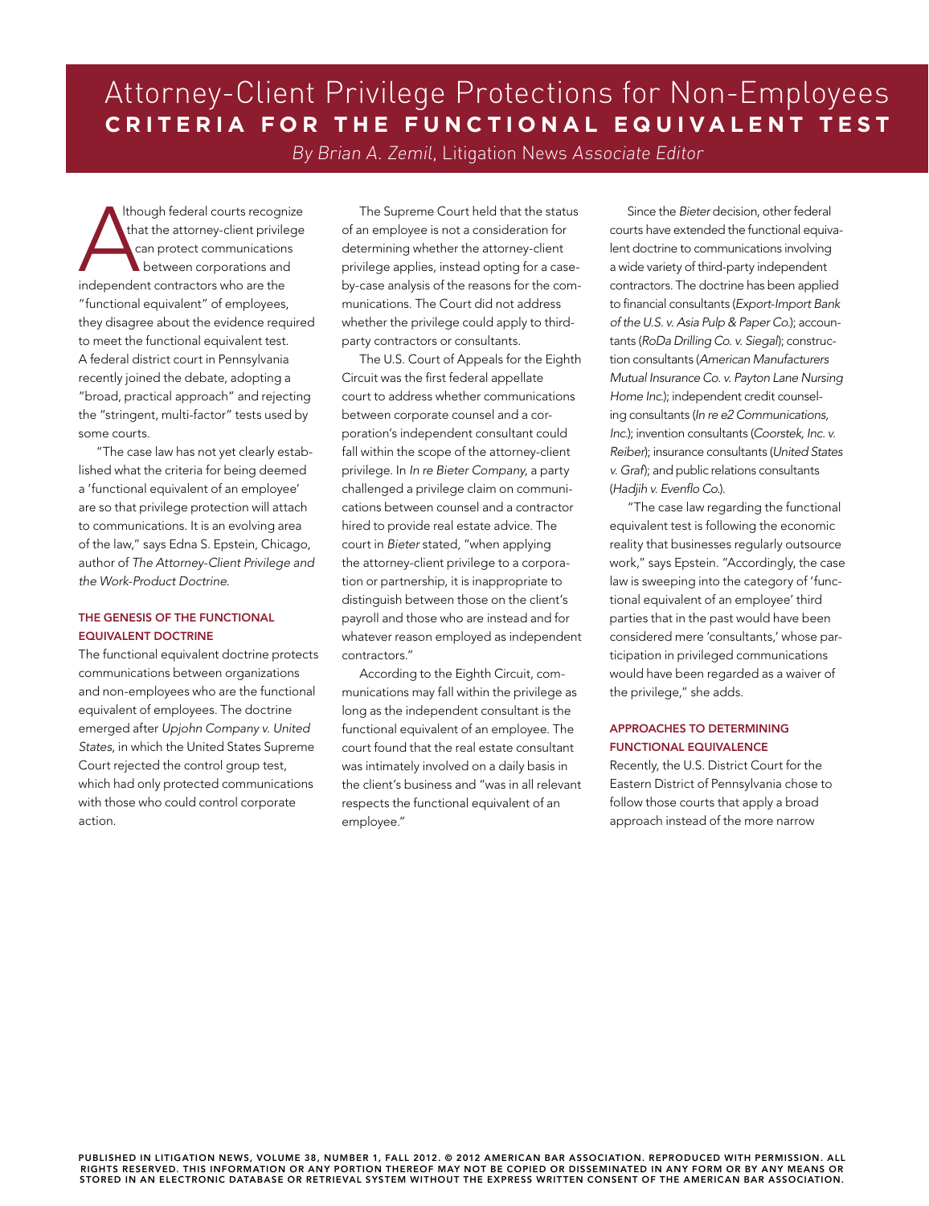# Attorney-Client Privilege Protections for Non-Employees

## CRITERIA FOR THE FUNCTIONAL EQUIVALENT TEST

*By Brian A. Zemil*, Litigation News *Associate Editor*

Although federal courts recognize that the attorney-client privilege can protect communications between corporations and independent contractors who are the "functional equivalent" of employees, they disagree about the evidence required to meet the functional equivalent test. A federal district court in Pennsylvania recently joined the debate, adopting a "broad, practical approach" and rejecting the "stringent, multi-factor" tests used by some courts.

"The case law has not yet clearly established what the criteria for being deemed a 'functional equivalent of an employee' are so that privilege protection will attach to communications. It is an evolving area of the law," says Edna S. Epstein, Chicago, author of *The Attorney-Client Privilege and the Work-Product Doctrine*.

### THE GENESIS OF THE FUNCTIONAL EQUIVALENT DOCTRINE

The functional equivalent doctrine protects communications between organizations and non-employees who are the functional equivalent of employees. The doctrine emerged after *Upjohn Company v. United States*, in which the United States Supreme Court rejected the control group test, which had only protected communications with those who could control corporate action.

The Supreme Court held that the status of an employee is not a consideration for determining whether the attorney-client privilege applies, instead opting for a case-by-case analysis of the reasons for the communications. The Court did not address whether the privilege could apply to third-party contractors or consultants.

The U.S. Court of Appeals for the Eighth Circuit was the first federal appellate court to address whether communications between corporate counsel and a corporation's independent consultant could fall within the scope of the attorney-client privilege. In *In re Bieter Company*, a party challenged a privilege claim on communications between counsel and a contractor hired to provide real estate advice. The court in *Bieter* stated, "when applying the attorney-client privilege to a corporation or partnership, it is inappropriate to distinguish between those on the client's payroll and those who are instead and for whatever reason employed as independent contractors."

According to the Eighth Circuit, communications may fall within the privilege as long as the independent consultant is the functional equivalent of an employee. The court found that the real estate consultant was intimately involved on a daily basis in the client's business and "was in all relevant respects the functional equivalent of an employee."

Since the *Bieter* decision, other federal courts have extended the functional equivalent doctrine to communications involving a wide variety of third-party independent contractors. The doctrine has been applied to financial consultants (*Export-Import Bank of the U.S. v. Asia Pulp & Paper Co.*); accountants (*RoDa Drilling Co. v. Siegal*); construction consultants (*American Manufacturers Mutual Insurance Co. v. Payton Lane Nursing Home Inc.*); independent credit counseling consultants (*In re e2 Communications, Inc.*); invention consultants (*Coorstek, Inc. v. Reiber*); insurance consultants (*United States v. Graf*); and public relations consultants (*Hadjih v. Evenflo Co.*).

"The case law regarding the functional equivalent test is following the economic reality that businesses regularly outsource work," says Epstein. "Accordingly, the case law is sweeping into the category of 'functional equivalent of an employee' third parties that in the past would have been considered mere 'consultants,' whose participation in privileged communications would have been regarded as a waiver of the privilege," she adds.

### APPROACHES TO DETERMINING FUNCTIONAL EQUIVALENCE

Recently, the U.S. District Court for the Eastern District of Pennsylvania chose to follow those courts that apply a broad approach instead of the more narrow

PUBLISHED IN LITIGATION NEWS, VOLUME 38, NUMBER 1, FALL 2012. © 2012 AMERICAN BAR ASSOCIATION. REPRODUCED WITH PERMISSION. ALL RIGHTS RESERVED. THIS INFORMATION OR ANY PORTION THEREOF MAY NOT BE COPIED OR DISSEMINATED IN ANY FORM OR BY ANY MEANS OR STORED IN AN ELECTRONIC DATABASE OR RETRIEVAL SYSTEM WITHOUT THE EXPRESS WRITTEN CONSENT OF THE AMERICAN BAR ASSOCIATION.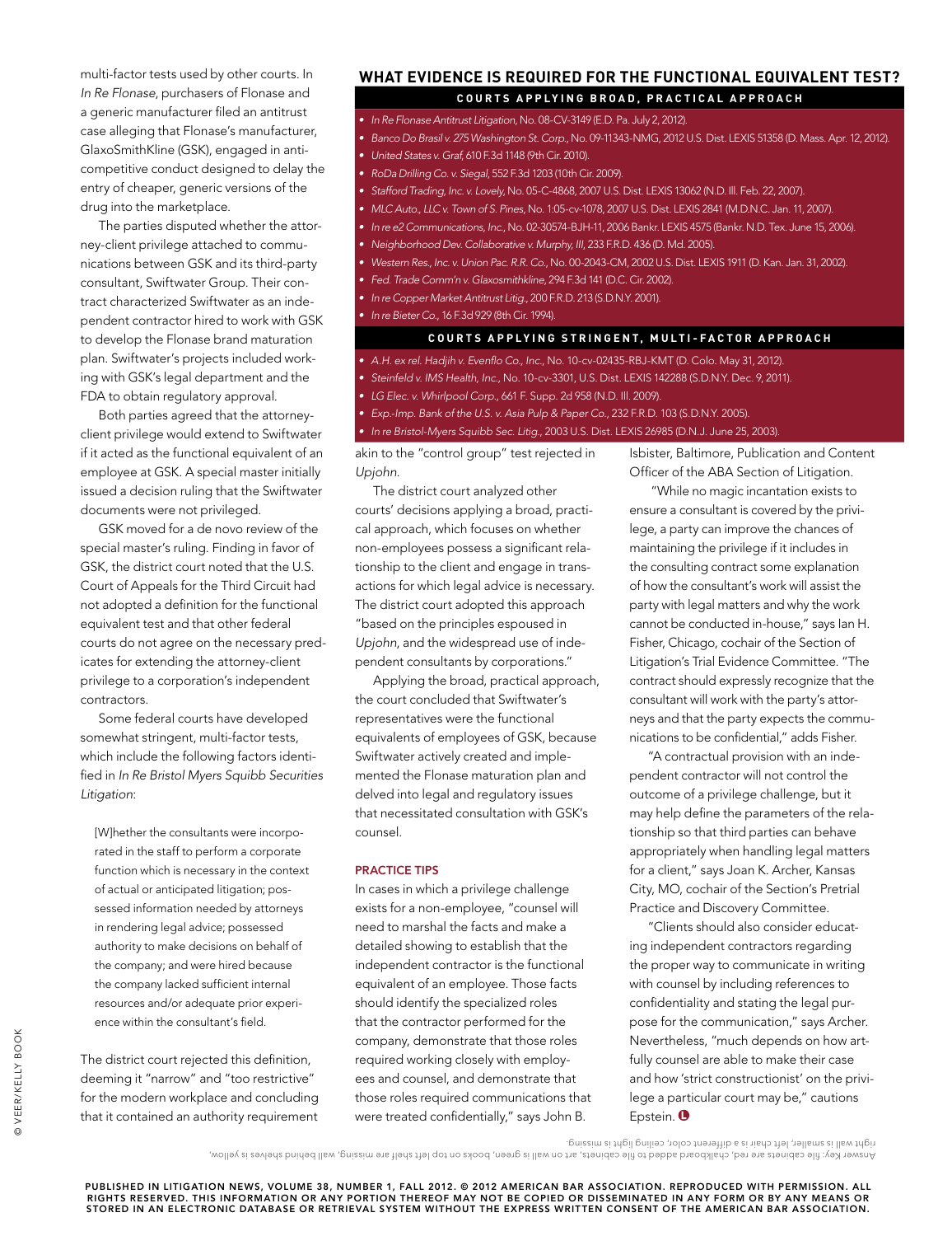multi-factor tests used by other courts. In *In Re Flonase*, purchasers of Flonase and a generic manufacturer filed an antitrust case alleging that Flonase's manufacturer, GlaxoSmithKline (GSK), engaged in anti-competitive conduct designed to delay the entry of cheaper, generic versions of the drug into the marketplace.

The parties disputed whether the attorney-client privilege attached to communications between GSK and its third-party consultant, Swiftwater Group. Their contract characterized Swiftwater as an independent contractor hired to work with GSK to develop the Flonase brand maturation plan. Swiftwater's projects included working with GSK's legal department and the FDA to obtain regulatory approval.

Both parties agreed that the attorney-client privilege would extend to Swiftwater if it acted as the functional equivalent of an employee at GSK. A special master initially issued a decision ruling that the Swiftwater documents were not privileged.

GSK moved for a de novo review of the special master's ruling. Finding in favor of GSK, the district court noted that the U.S. Court of Appeals for the Third Circuit had not adopted a definition for the functional equivalent test and that other federal courts do not agree on the necessary predicates for extending the attorney-client privilege to a corporation's independent contractors.

Some federal courts have developed somewhat stringent, multi-factor tests, which include the following factors identified in *In Re Bristol Myers Squibb Securities Litigation*:

> [W]hether the consultants were incorporated in the staff to perform a corporate function which is necessary in the context of actual or anticipated litigation; possessed information needed by attorneys in rendering legal advice; possessed authority to make decisions on behalf of the company; and were hired because the company lacked sufficient internal resources and/or adequate prior experience within the consultant's field.

The district court rejected this definition, deeming it "narrow" and "too restrictive" for the modern workplace and concluding that it contained an authority requirement akin to the "control group" test rejected in *Upjohn*.

The district court analyzed other courts' decisions applying a broad, practical approach, which focuses on whether non-employees possess a significant relationship to the client and engage in transactions for which legal advice is necessary. The district court adopted this approach "based on the principles espoused in *Upjohn*, and the widespread use of independent consultants by corporations."

Applying the broad, practical approach, the court concluded that Swiftwater's representatives were the functional equivalents of employees of GSK, because Swiftwater actively created and implemented the Flonase maturation plan and delved into legal and regulatory issues that necessitated consultation with GSK's counsel.

## WHAT EVIDENCE IS REQUIRED FOR THE FUNCTIONAL EQUIVALENT TEST?

### COURTS APPLYING BROAD, PRACTICAL APPROACH

- *In Re Flonase Antitrust Litigation*, No. 08-CV-3149 (E.D. Pa. July 2, 2012).
- *Banco Do Brasil v. 275 Washington St. Corp.*, No. 09-11343-NMG, 2012 U.S. Dist. LEXIS 51358 (D. Mass. Apr. 12, 2012).
- *United States v. Graf*, 610 F.3d 1148 (9th Cir. 2010).
- *RoDa Drilling Co. v. Siegal*, 552 F.3d 1203 (10th Cir. 2009).
- *Stafford Trading, Inc. v. Lovely*, No. 05-C-4868, 2007 U.S. Dist. LEXIS 13062 (N.D. Ill. Feb. 22, 2007).
- *MLC Auto., LLC v. Town of S. Pines*, No. 1:05-cv-1078, 2007 U.S. Dist. LEXIS 2841 (M.D.N.C. Jan. 11, 2007).
- *In re e2 Communications, Inc.*, No. 02-30574-BJH-11, 2006 Bankr. LEXIS 4575 (Bankr. N.D. Tex. June 15, 2006).
- *Neighborhood Dev. Collaborative v. Murphy, III*, 233 F.R.D. 436 (D. Md. 2005).
- *Western Res., Inc. v. Union Pac. R.R. Co.*, No. 00-2043-CM, 2002 U.S. Dist. LEXIS 1911 (D. Kan. Jan. 31, 2002).
- *Fed. Trade Comm'n v. Glaxosmithkline*, 294 F.3d 141 (D.C. Cir. 2002).
- *In re Copper Market Antitrust Litig.*, 200 F.R.D. 213 (S.D.N.Y. 2001).
- *In re Bieter Co.*, 16 F.3d 929 (8th Cir. 1994).

### COURTS APPLYING STRINGENT, MULTI-FACTOR APPROACH

- *A.H. ex rel. Hadjih v. Evenflo Co., Inc.*, No. 10-cv-02435-RBJ-KMT (D. Colo. May 31, 2012).
- *Steinfeld v. IMS Health, Inc.*, No. 10-cv-3301, U.S. Dist. LEXIS 142288 (S.D.N.Y. Dec. 9, 2011).
- *LG Elec. v. Whirlpool Corp.*, 661 F. Supp. 2d 958 (N.D. Ill. 2009).
- *Exp.-Imp. Bank of the U.S. v. Asia Pulp & Paper Co.*, 232 F.R.D. 103 (S.D.N.Y. 2005).
- *In re Bristol-Myers Squibb Sec. Litig.*, 2003 U.S. Dist. LEXIS 26985 (D.N.J. June 25, 2003).

### PRACTICE TIPS

In cases in which a privilege challenge exists for a non-employee, "counsel will need to marshal the facts and make a detailed showing to establish that the independent contractor is the functional equivalent of an employee. Those facts should identify the specialized roles that the contractor performed for the company, demonstrate that those roles required working closely with employees and counsel, and demonstrate that those roles required communications that were treated confidentially," says John B. Isbister, Baltimore, Publication and Content Officer of the ABA Section of Litigation.

"While no magic incantation exists to ensure a consultant is covered by the privilege, a party can improve the chances of maintaining the privilege if it includes in the consulting contract some explanation of how the consultant's work will assist the party with legal matters and why the work cannot be conducted in-house," says Ian H. Fisher, Chicago, cochair of the Section of Litigation's Trial Evidence Committee. "The contract should expressly recognize that the consultant will work with the party's attorneys and that the party expects the communications to be confidential," adds Fisher.

"A contractual provision with an independent contractor will not control the outcome of a privilege challenge, but it may help define the parameters of the relationship so that third parties can behave appropriately when handling legal matters for a client," says Joan K. Archer, Kansas City, MO, cochair of the Section's Pretrial Practice and Discovery Committee.

"Clients should also consider educating independent contractors regarding the proper way to communicate in writing with counsel by including references to confidentiality and stating the legal purpose for the communication," says Archer. Nevertheless, "much depends on how artfully counsel are able to make their case and how 'strict constructionist' on the privilege a particular court may be," cautions Epstein.

Answer Key: file cabinets are red, chalkboard added to file cabinets, art on wall is green, books on top left shelf are missing, wall behind shelves is yellow, right wall is smaller, left chair is a different color, ceiling light is missing.

© VEER/KELLY BOOK

PUBLISHED IN LITIGATION NEWS, VOLUME 38, NUMBER 1, FALL 2012. © 2012 AMERICAN BAR ASSOCIATION. REPRODUCED WITH PERMISSION. ALL RIGHTS RESERVED. THIS INFORMATION OR ANY PORTION THEREOF MAY NOT BE COPIED OR DISSEMINATED IN ANY FORM OR BY ANY MEANS OR STORED IN AN ELECTRONIC DATABASE OR RETRIEVAL SYSTEM WITHOUT THE EXPRESS WRITTEN CONSENT OF THE AMERICAN BAR ASSOCIATION.